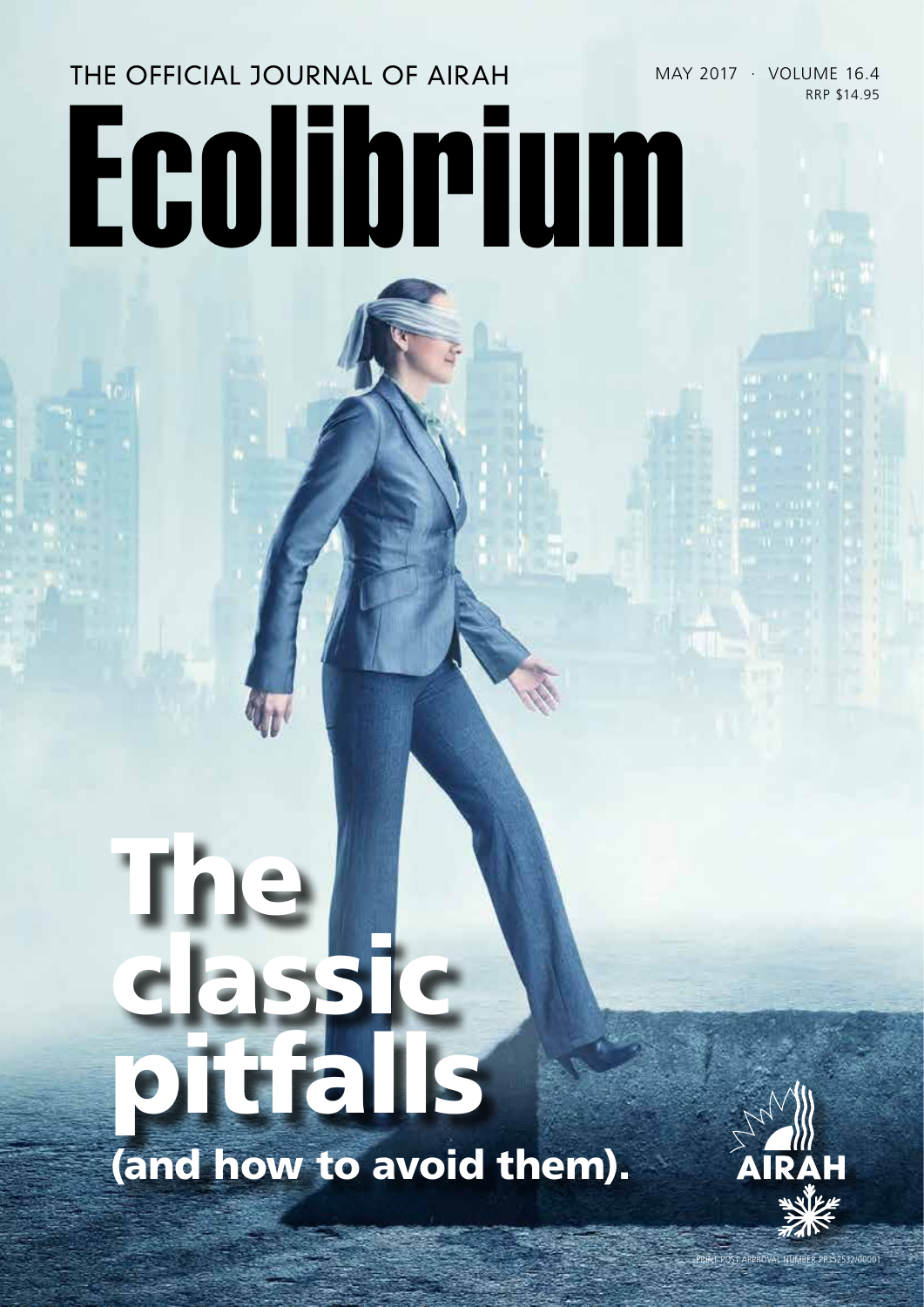THE OFFICIAL JOURNAL OF AIRAH

MAY 2017 · VOLUME 16.4

RRP $14.95

# Ecolibrium

# The classic pitfalls

## (and how to avoid them).

AIRAH

PRINT POST APPROVAL NUMBER PP352532/00001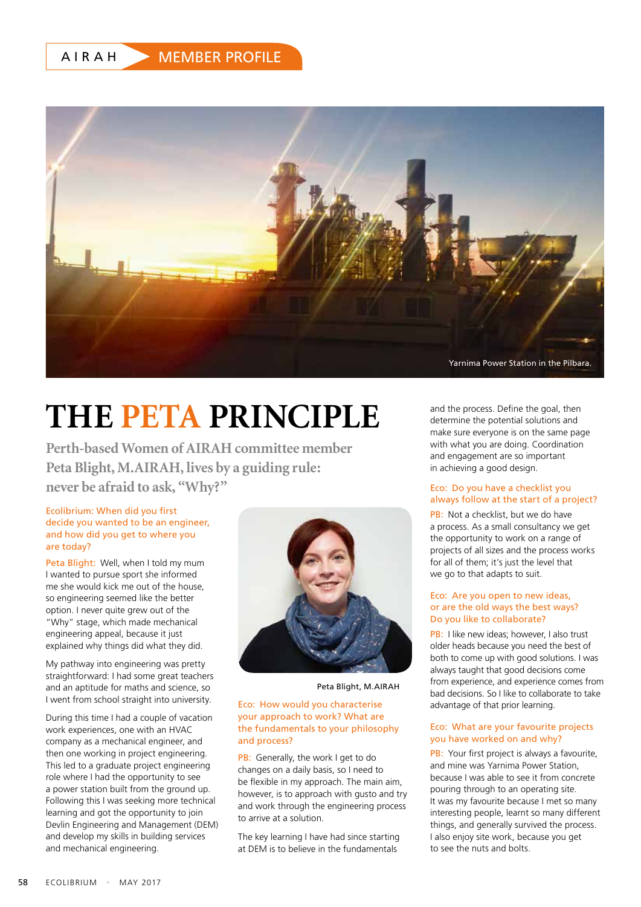AIRAH MEMBER PROFILE

Yarnima Power Station in the Pilbara.

# THE PETA PRINCIPLE

**Perth-based Women of AIRAH committee member Peta Blight, M.AIRAH, lives by a guiding rule: never be afraid to ask, "Why?"**

**Ecolibrium: When did you first decide you wanted to be an engineer, and how did you get to where you are today?**

**Peta Blight:** Well, when I told my mum I wanted to pursue sport she informed me she would kick me out of the house, so engineering seemed like the better option. I never quite grew out of the "Why" stage, which made mechanical engineering appeal, because it just explained why things did what they did.

My pathway into engineering was pretty straightforward: I had some great teachers and an aptitude for maths and science, so I went from school straight into university.

During this time I had a couple of vacation work experiences, one with an HVAC company as a mechanical engineer, and then one working in project engineering. This led to a graduate project engineering role where I had the opportunity to see a power station built from the ground up. Following this I was seeking more technical learning and got the opportunity to join Devlin Engineering and Management (DEM) and develop my skills in building services and mechanical engineering.

Peta Blight, M.AIRAH

**Eco: How would you characterise your approach to work? What are the fundamentals to your philosophy and process?**

**PB:** Generally, the work I get to do changes on a daily basis, so I need to be flexible in my approach. The main aim, however, is to approach with gusto and try and work through the engineering process to arrive at a solution.

The key learning I have had since starting at DEM is to believe in the fundamentals and the process. Define the goal, then determine the potential solutions and make sure everyone is on the same page with what you are doing. Coordination and engagement are so important in achieving a good design.

**Eco: Do you have a checklist you always follow at the start of a project?**

**PB:** Not a checklist, but we do have a process. As a small consultancy we get the opportunity to work on a range of projects of all sizes and the process works for all of them; it's just the level that we go to that adapts to suit.

**Eco: Are you open to new ideas, or are the old ways the best ways? Do you like to collaborate?**

**PB:** I like new ideas; however, I also trust older heads because you need the best of both to come up with good solutions. I was always taught that good decisions come from experience, and experience comes from bad decisions. So I like to collaborate to take advantage of that prior learning.

**Eco: What are your favourite projects you have worked on and why?**

**PB:** Your first project is always a favourite, and mine was Yarnima Power Station, because I was able to see it from concrete pouring through to an operating site. It was my favourite because I met so many interesting people, learnt so many different things, and generally survived the process. I also enjoy site work, because you get to see the nuts and bolts.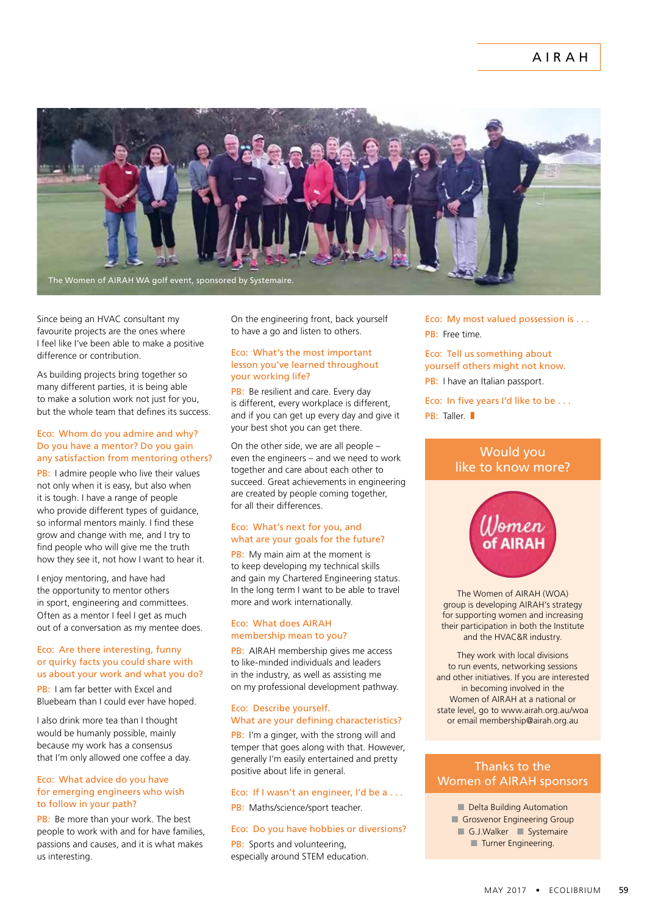The Women of AIRAH WA golf event, sponsored by Systemaire.

Since being an HVAC consultant my favourite projects are the ones where I feel like I've been able to make a positive difference or contribution.

As building projects bring together so many different parties, it is being able to make a solution work not just for you, but the whole team that defines its success.

**Eco: Whom do you admire and why? Do you have a mentor? Do you gain any satisfaction from mentoring others?**

PB: I admire people who live their values not only when it is easy, but also when it is tough. I have a range of people who provide different types of guidance, so informal mentors mainly. I find these grow and change with me, and I try to find people who will give me the truth how they see it, not how I want to hear it.

I enjoy mentoring, and have had the opportunity to mentor others in sport, engineering and committees. Often as a mentor I feel I get as much out of a conversation as my mentee does.

**Eco: Are there interesting, funny or quirky facts you could share with us about your work and what you do?**

PB: I am far better with Excel and Bluebeam than I could ever have hoped.

I also drink more tea than I thought would be humanly possible, mainly because my work has a consensus that I'm only allowed one coffee a day.

**Eco: What advice do you have for emerging engineers who wish to follow in your path?**

PB: Be more than your work. The best people to work with and for have families, passions and causes, and it is what makes us interesting.

On the engineering front, back yourself to have a go and listen to others.

**Eco: What's the most important lesson you've learned throughout your working life?**

PB: Be resilient and care. Every day is different, every workplace is different, and if you can get up every day and give it your best shot you can get there.

On the other side, we are all people – even the engineers – and we need to work together and care about each other to succeed. Great achievements in engineering are created by people coming together, for all their differences.

**Eco: What's next for you, and what are your goals for the future?**

PB: My main aim at the moment is to keep developing my technical skills and gain my Chartered Engineering status. In the long term I want to be able to travel more and work internationally.

**Eco: What does AIRAH membership mean to you?**

PB: AIRAH membership gives me access to like-minded individuals and leaders in the industry, as well as assisting me on my professional development pathway.

**Eco: Describe yourself. What are your defining characteristics?**

PB: I'm a ginger, with the strong will and temper that goes along with that. However, generally I'm easily entertained and pretty positive about life in general.

**Eco: If I wasn't an engineer, I'd be a . . .**

PB: Maths/science/sport teacher.

**Eco: Do you have hobbies or diversions?**

PB: Sports and volunteering, especially around STEM education.

**Eco: My most valued possession is . . .**

PB: Free time.

**Eco: Tell us something about yourself others might not know.**

PB: I have an Italian passport.

**Eco: In five years I'd like to be . . .**

PB: Taller. ▮

## Would you like to know more?

Women of AIRAH

The Women of AIRAH (WOA) group is developing AIRAH's strategy for supporting women and increasing their participation in both the Institute and the HVAC&R industry.

They work with local divisions to run events, networking sessions and other initiatives. If you are interested in becoming involved in the Women of AIRAH at a national or state level, go to www.airah.org.au/woa or email membership@airah.org.au

## Thanks to the Women of AIRAH sponsors

- Delta Building Automation
- Grosvenor Engineering Group
- G.J.Walker
- Systemaire
- Turner Engineering.